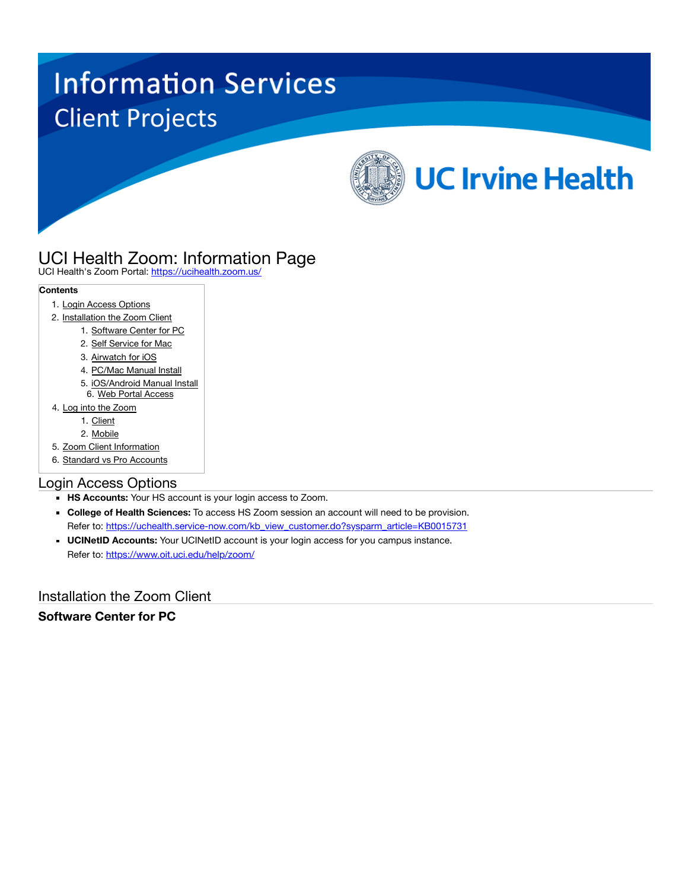Information Services
Client Projects

UC Irvine Health

# UCI Health Zoom: Information Page

UCI Health's Zoom Portal: [https://ucihealth.zoom.us/](https://ucihealth.zoom.us/)

**Contents**

1. [Login Access Options](#)
2. [Installation the Zoom Client](#)
   1. [Software Center for PC](#)
   2. [Self Service for Mac](#)
   3. [Airwatch for iOS](#)
   4. [PC/Mac Manual Install](#)
   5. [iOS/Android Manual Install](#)
   6. [Web Portal Access](#)
4. [Log into the Zoom](#)
   1. [Client](#)
   2. [Mobile](#)
5. [Zoom Client Information](#)
6. [Standard vs Pro Accounts](#)

## Login Access Options

- **HS Accounts:** Your HS account is your login access to Zoom.
- **College of Health Sciences:** To access HS Zoom session an account will need to be provision.
  Refer to: [https://uchealth.service-now.com/kb_view_customer.do?sysparm_article=KB0015731](https://uchealth.service-now.com/kb_view_customer.do?sysparm_article=KB0015731)
- **UCINetID Accounts:** Your UCINetID account is your login access for you campus instance.
  Refer to: [https://www.oit.uci.edu/help/zoom/](https://www.oit.uci.edu/help/zoom/)

## Installation the Zoom Client

### Software Center for PC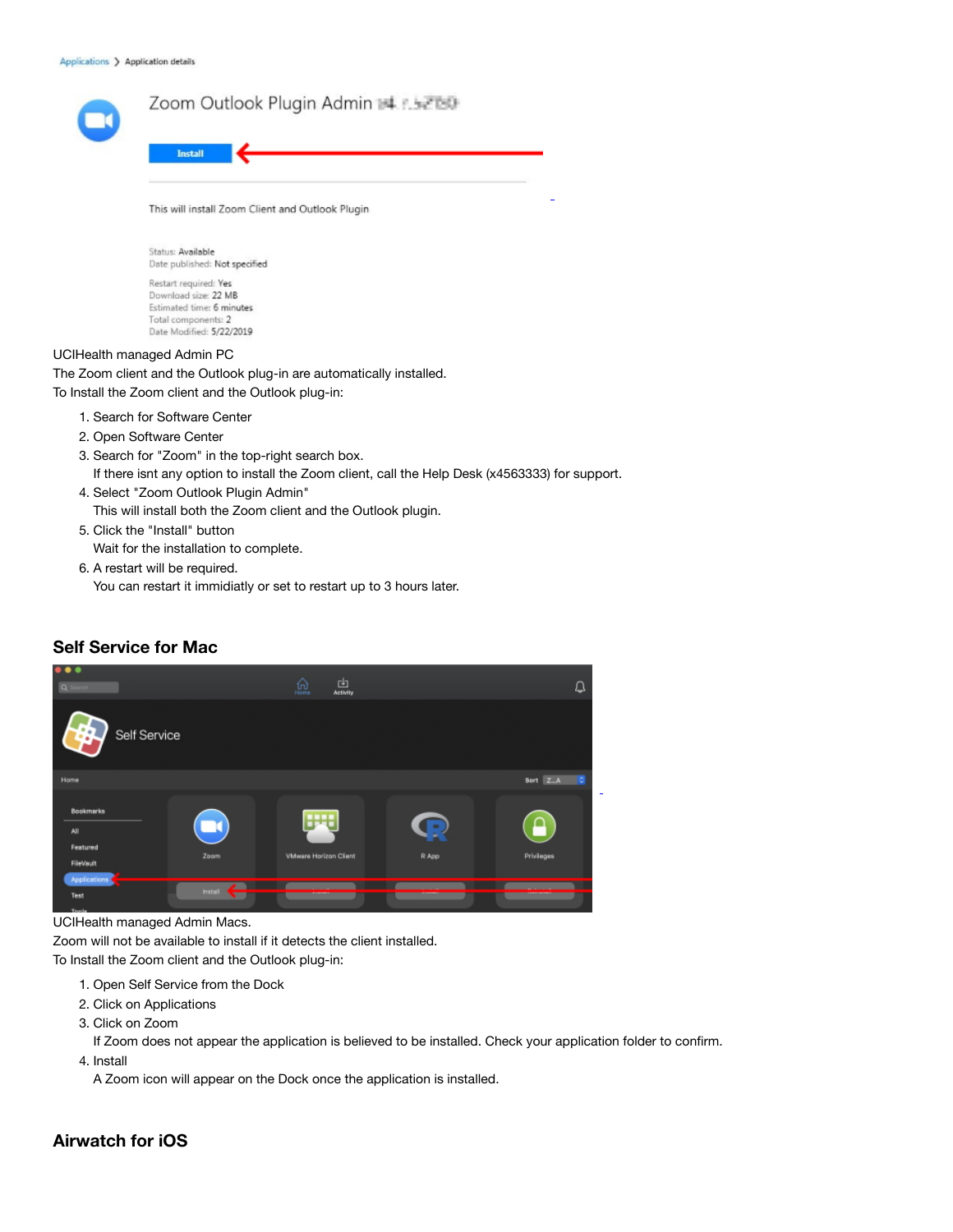UCIHealth managed Admin PC
The Zoom client and the Outlook plug-in are automatically installed.
To Install the Zoom client and the Outlook plug-in:

1. Search for Software Center
2. Open Software Center
3. Search for "Zoom" in the top-right search box.
   If there isnt any option to install the Zoom client, call the Help Desk (x4563333) for support.
4. Select "Zoom Outlook Plugin Admin"
   This will install both the Zoom client and the Outlook plugin.
5. Click the "Install" button
   Wait for the installation to complete.
6. A restart will be required.
   You can restart it immidiatly or set to restart up to 3 hours later.

## Self Service for Mac

UCIHealth managed Admin Macs.
Zoom will not be available to install if it detects the client installed.
To Install the Zoom client and the Outlook plug-in:

1. Open Self Service from the Dock
2. Click on Applications
3. Click on Zoom
   If Zoom does not appear the application is believed to be installed. Check your application folder to confirm.
4. Install
   A Zoom icon will appear on the Dock once the application is installed.

## Airwatch for iOS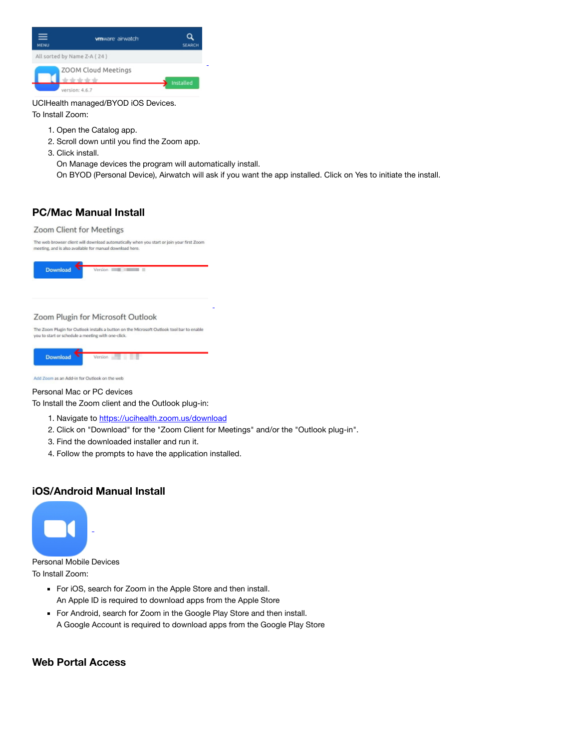UCIHealth managed/BYOD iOS Devices.
To Install Zoom:

1. Open the Catalog app.
2. Scroll down until you find the Zoom app.
3. Click install.
   On Manage devices the program will automatically install.
   On BYOD (Personal Device), Airwatch will ask if you want the app installed. Click on Yes to initiate the install.

## PC/Mac Manual Install

Personal Mac or PC devices
To Install the Zoom client and the Outlook plug-in:

1. Navigate to [https://ucihealth.zoom.us/download](https://ucihealth.zoom.us/download)
2. Click on "Download" for the "Zoom Client for Meetings" and/or the "Outlook plug-in".
3. Find the downloaded installer and run it.
4. Follow the prompts to have the application installed.

## iOS/Android Manual Install

Personal Mobile Devices
To Install Zoom:

- For iOS, search for Zoom in the Apple Store and then install.
  An Apple ID is required to download apps from the Apple Store
- For Android, search for Zoom in the Google Play Store and then install.
  A Google Account is required to download apps from the Google Play Store

## Web Portal Access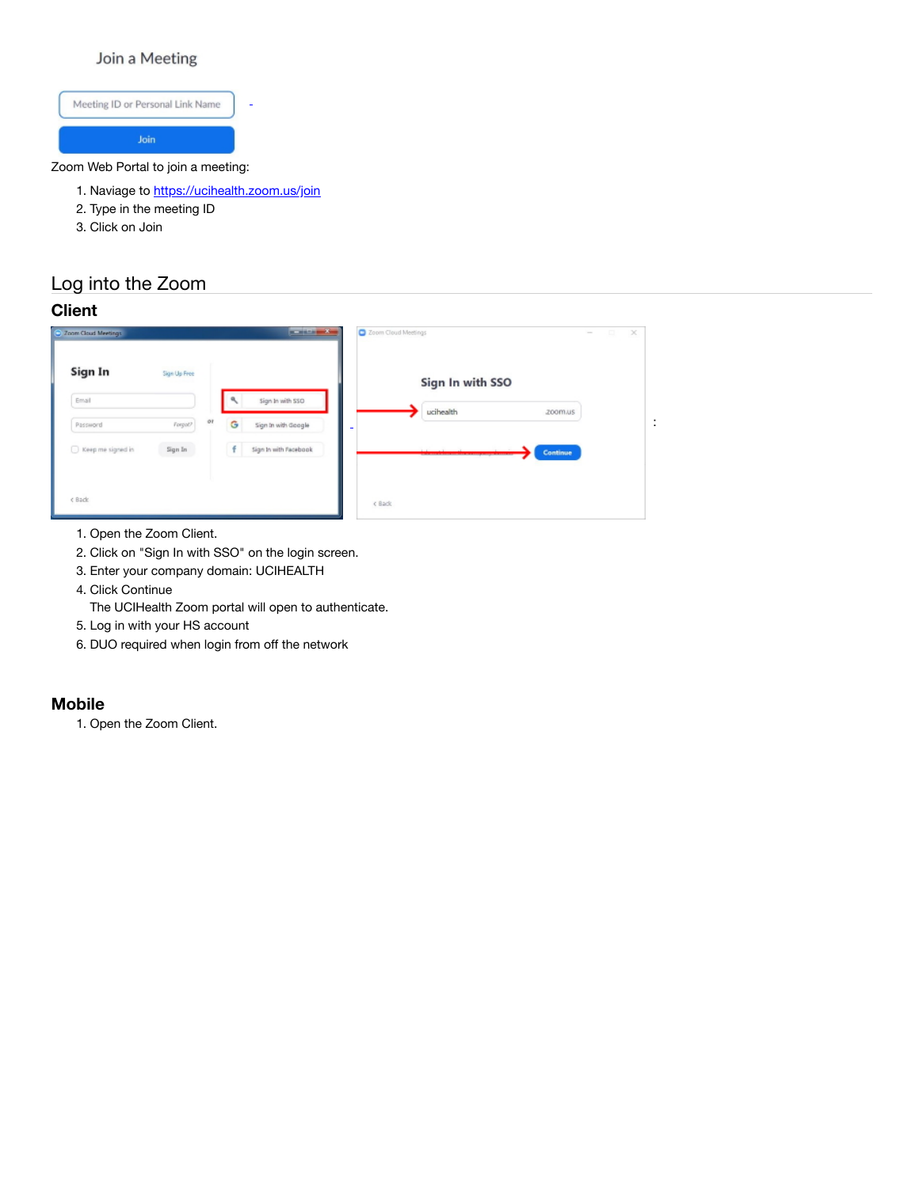Zoom Web Portal to join a meeting:

1. Naviage to https://ucihealth.zoom.us/join
2. Type in the meeting ID
3. Click on Join

## Log into the Zoom

### Client

1. Open the Zoom Client.
2. Click on "Sign In with SSO" on the login screen.
3. Enter your company domain: UCIHEALTH
4. Click Continue
   The UCIHealth Zoom portal will open to authenticate.
5. Log in with your HS account
6. DUO required when login from off the network

### Mobile

1. Open the Zoom Client.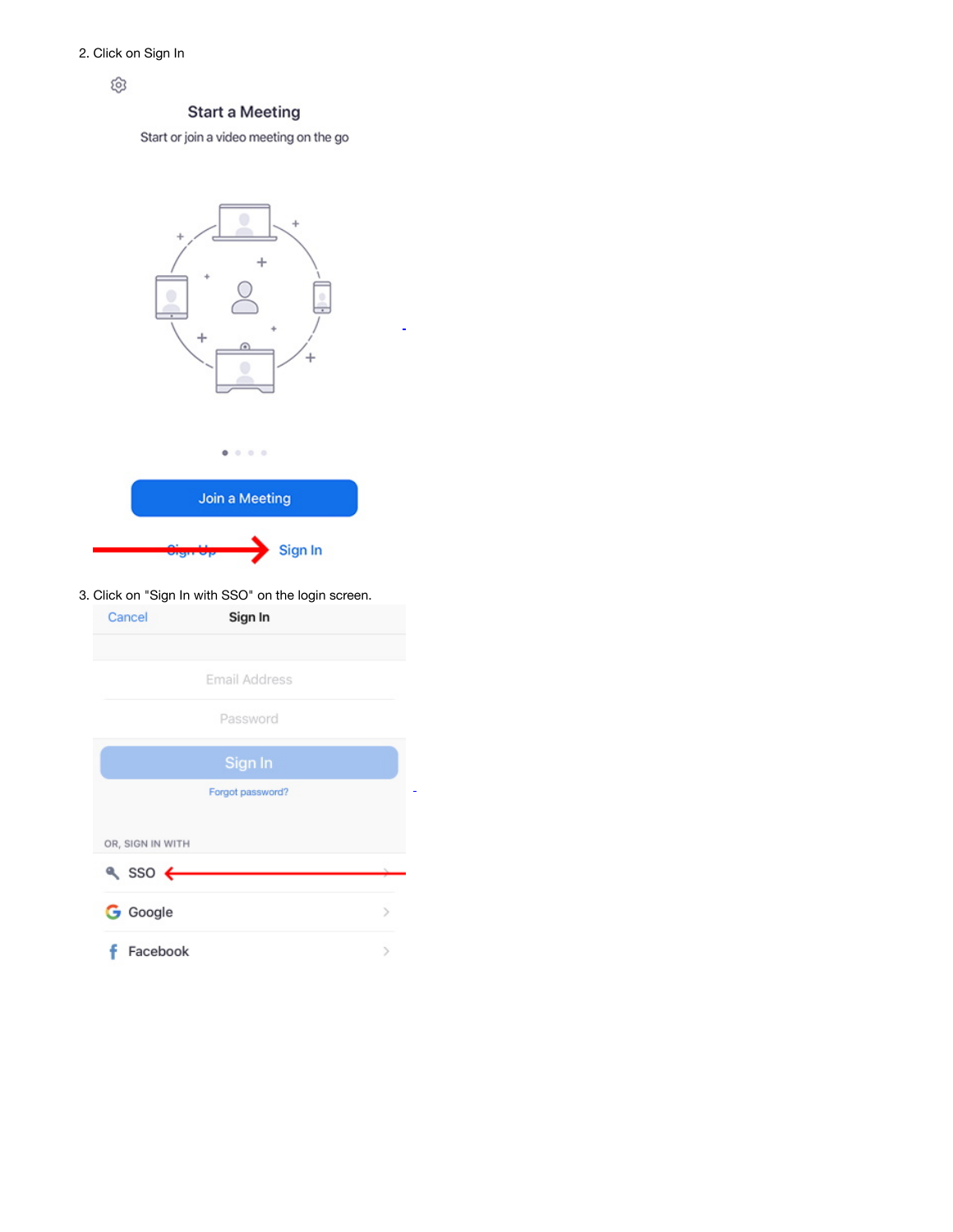2. Click on Sign In

3. Click on "Sign In with SSO" on the login screen.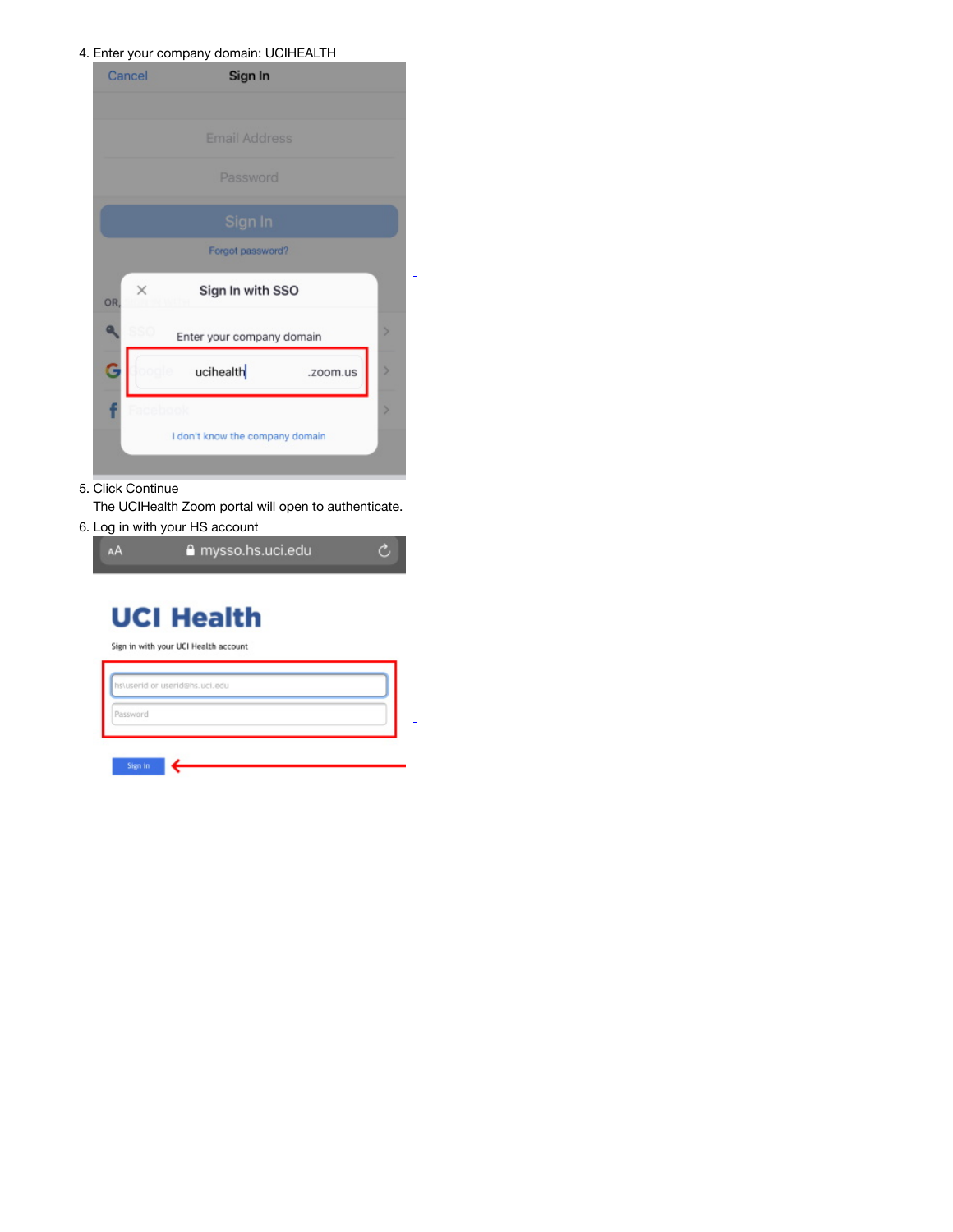4. Enter your company domain: UCIHEALTH

5. Click Continue
   The UCIHealth Zoom portal will open to authenticate.
6. Log in with your HS account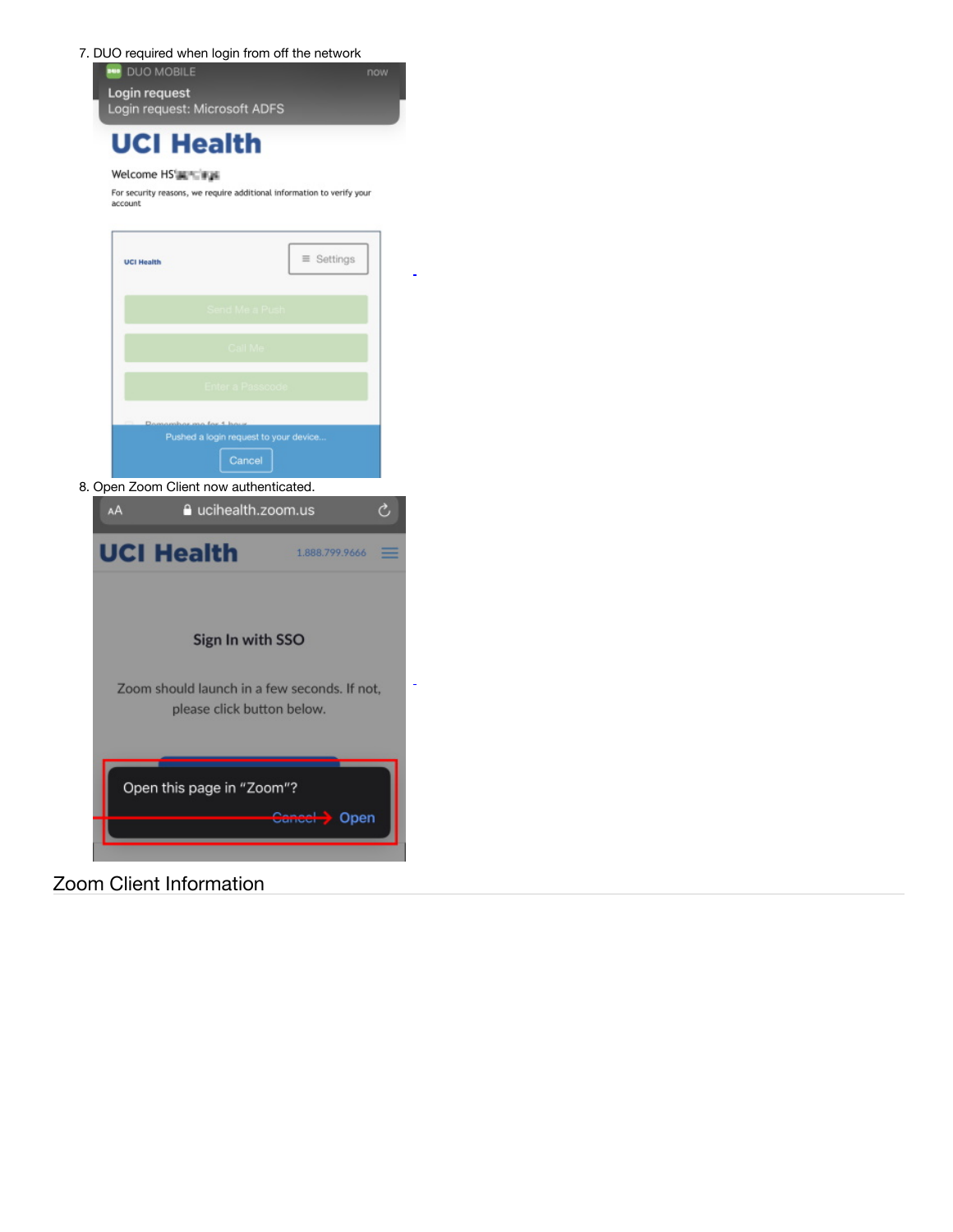7. DUO required when login from off the network

8. Open Zoom Client now authenticated.

## Zoom Client Information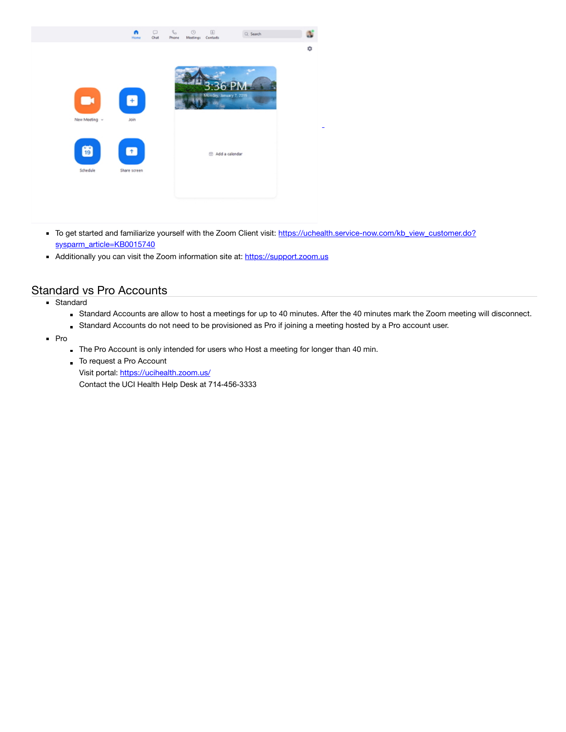- To get started and familiarize yourself with the Zoom Client visit: [https://uchealth.service-now.com/kb_view_customer.do?sysparm_article=KB0015740](https://uchealth.service-now.com/kb_view_customer.do?sysparm_article=KB0015740)
- Additionally you can visit the Zoom information site at: [https://support.zoom.us](https://support.zoom.us)

## Standard vs Pro Accounts

- Standard
  - Standard Accounts are allow to host a meetings for up to 40 minutes. After the 40 minutes mark the Zoom meeting will disconnect.
  - Standard Accounts do not need to be provisioned as Pro if joining a meeting hosted by a Pro account user.
- Pro
  - The Pro Account is only intended for users who Host a meeting for longer than 40 min.
  - To request a Pro Account
    Visit portal: [https://ucihealth.zoom.us/](https://ucihealth.zoom.us/)
    Contact the UCI Health Help Desk at 714-456-3333